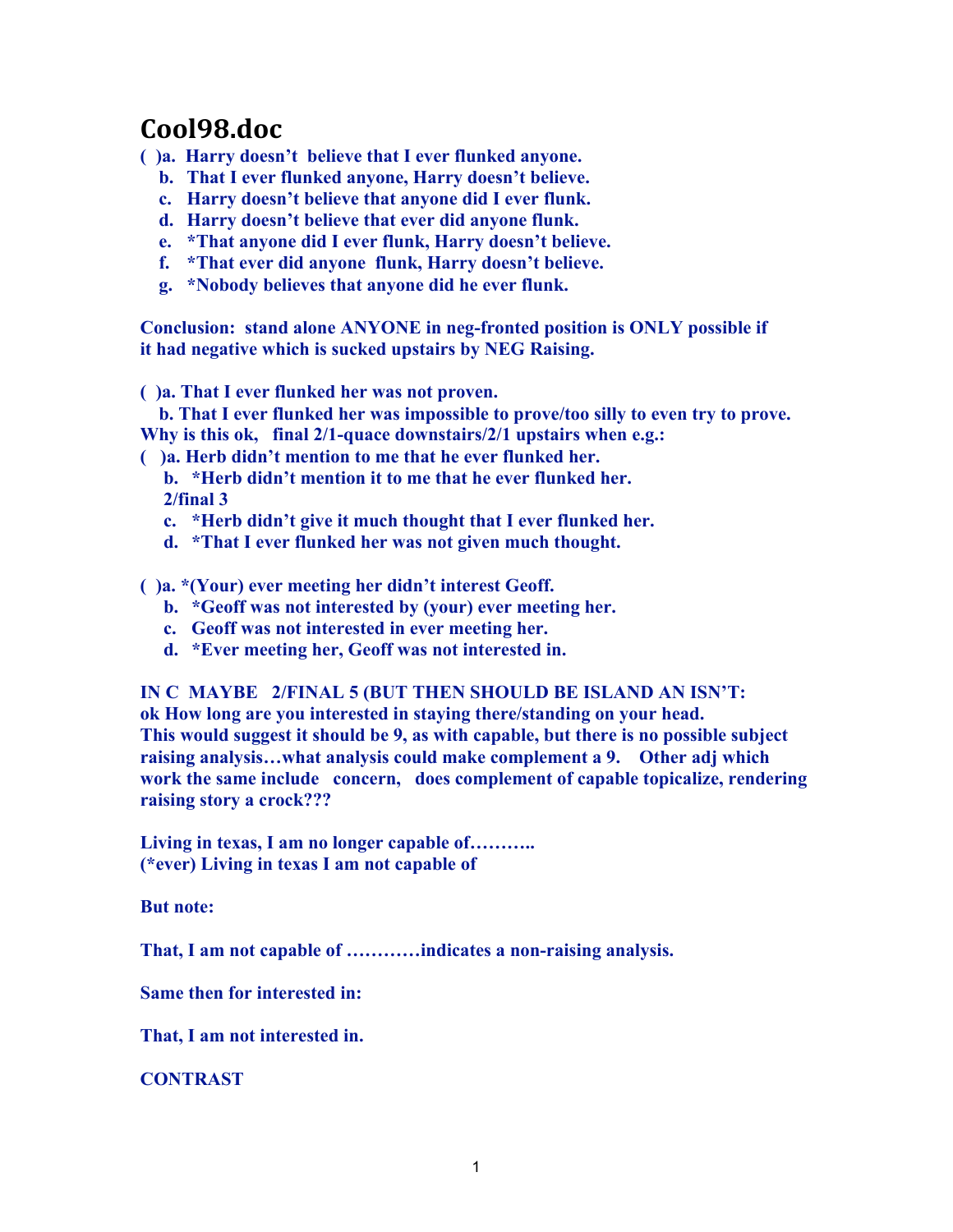# Cool98.doc

( )a. Harry doesn't believe that I ever flunked anyone.

b. That I ever flunked anyone, Harry doesn't believe.

c. Harry doesn't believe that anyone did I ever flunk.

d. Harry doesn't believe that ever did anyone flunk.

e. *That anyone did I ever flunk, Harry doesn't believe.

f. *That ever did anyone flunk, Harry doesn't believe.

g. *Nobody believes that anyone did he ever flunk.

**Conclusion: stand alone ANYONE in neg-fronted position is ONLY possible if it had negative which is sucked upstairs by NEG Raising.**

( )a. That I ever flunked her was not proven.

b. That I ever flunked her was impossible to prove/too silly to even try to prove.

Why is this ok, final 2/1-quace downstairs/2/1 upstairs when e.g.:

( )a. Herb didn't mention to me that he ever flunked her.

b. *Herb didn't mention it to me that he ever flunked her.

2/final 3

c. *Herb didn't give it much thought that I ever flunked her.

d. *That I ever flunked her was not given much thought.

( )a. *(Your) ever meeting her didn't interest Geoff.

b. *Geoff was not interested by (your) ever meeting her.

c. Geoff was not interested in ever meeting her.

d. *Ever meeting her, Geoff was not interested in.

IN C MAYBE 2/FINAL 5 (BUT THEN SHOULD BE ISLAND AN ISN'T:
ok How long are you interested in staying there/standing on your head.
This would suggest it should be 9, as with capable, but there is no possible subject raising analysis…what analysis could make complement a 9. Other adj which work the same include concern, does complement of capable topicalize, rendering raising story a crock???

Living in texas, I am no longer capable of………..
(*ever) Living in texas I am not capable of

But note:

That, I am not capable of …………indicates a non-raising analysis.

Same then for interested in:

That, I am not interested in.

CONTRAST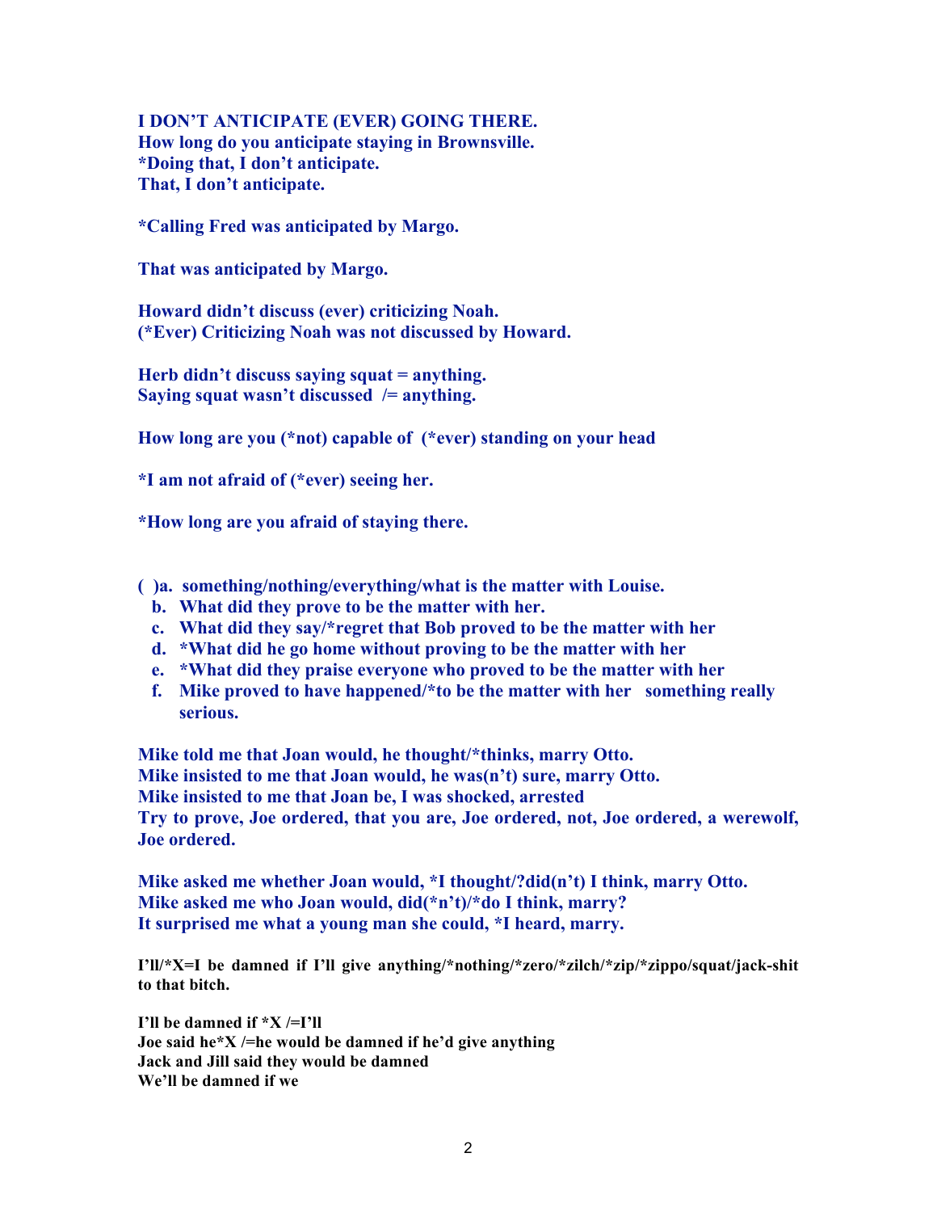**I DON'T ANTICIPATE (EVER) GOING THERE.**
**How long do you anticipate staying in Brownsville.**
***Doing that, I don't anticipate.**
**That, I don't anticipate.**

***Calling Fred was anticipated by Margo.**

**That was anticipated by Margo.**

**Howard didn't discuss (ever) criticizing Noah.**
**(*Ever) Criticizing Noah was not discussed by Howard.**

**Herb didn't discuss saying squat = anything.**
**Saying squat wasn't discussed /= anything.**

**How long are you (*not) capable of (*ever) standing on your head**

***I am not afraid of (*ever) seeing her.**

***How long are you afraid of staying there.**

**( )a. something/nothing/everything/what is the matter with Louise.**
**b. What did they prove to be the matter with her.**
**c. What did they say/*regret that Bob proved to be the matter with her**
**d. *What did he go home without proving to be the matter with her**
**e. *What did they praise everyone who proved to be the matter with her**
**f. Mike proved to have happened/*to be the matter with her something really serious.**

**Mike told me that Joan would, he thought/*thinks, marry Otto.**
**Mike insisted to me that Joan would, he was(n't) sure, marry Otto.**
**Mike insisted to me that Joan be, I was shocked, arrested**
**Try to prove, Joe ordered, that you are, Joe ordered, not, Joe ordered, a werewolf, Joe ordered.**

**Mike asked me whether Joan would, *I thought/?did(n't) I think, marry Otto.**
**Mike asked me who Joan would, did(*n't)/*do I think, marry?**
**It surprised me what a young man she could, *I heard, marry.**

**I'll/*X=I be damned if I'll give anything/*nothing/*zero/*zilch/*zip/*zippo/squat/jack-shit to that bitch.**

**I'll be damned if *X /=I'll**
**Joe said he*X /=he would be damned if he'd give anything**
**Jack and Jill said they would be damned**
**We'll be damned if we**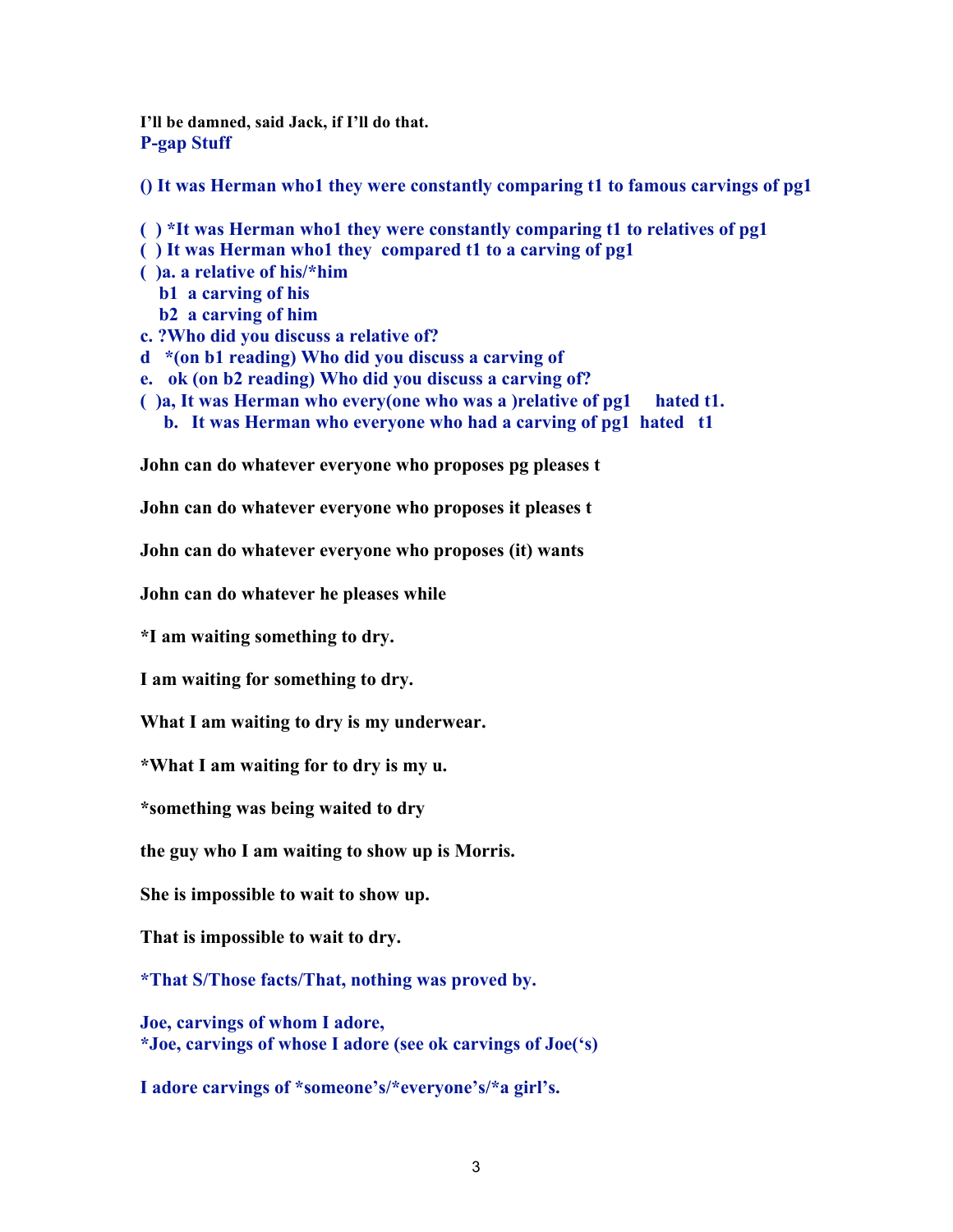**I'll be damned, said Jack, if I'll do that.**

**P-gap Stuff**

**() It was Herman who1 they were constantly comparing t1 to famous carvings of pg1**

**( ) *It was Herman who1 they were constantly comparing t1 to relatives of pg1**
**( ) It was Herman who1 they compared t1 to a carving of pg1**
**( )a. a relative of his/*him**
**b1 a carving of his**
**b2 a carving of him**
**c. ?Who did you discuss a relative of?**
**d *(on b1 reading) Who did you discuss a carving of**
**e. ok (on b2 reading) Who did you discuss a carving of?**
**( )a, It was Herman who every(one who was a )relative of pg1 hated t1.**
**b. It was Herman who everyone who had a carving of pg1 hated t1**

**John can do whatever everyone who proposes pg pleases t**

**John can do whatever everyone who proposes it pleases t**

**John can do whatever everyone who proposes (it) wants**

**John can do whatever he pleases while**

***I am waiting something to dry.**

**I am waiting for something to dry.**

**What I am waiting to dry is my underwear.**

***What I am waiting for to dry is my u.**

***something was being waited to dry**

**the guy who I am waiting to show up is Morris.**

**She is impossible to wait to show up.**

**That is impossible to wait to dry.**

***That S/Those facts/That, nothing was proved by.**

**Joe, carvings of whom I adore,**
***Joe, carvings of whose I adore (see ok carvings of Joe('s)**

**I adore carvings of *someone's/*everyone's/*a girl's.**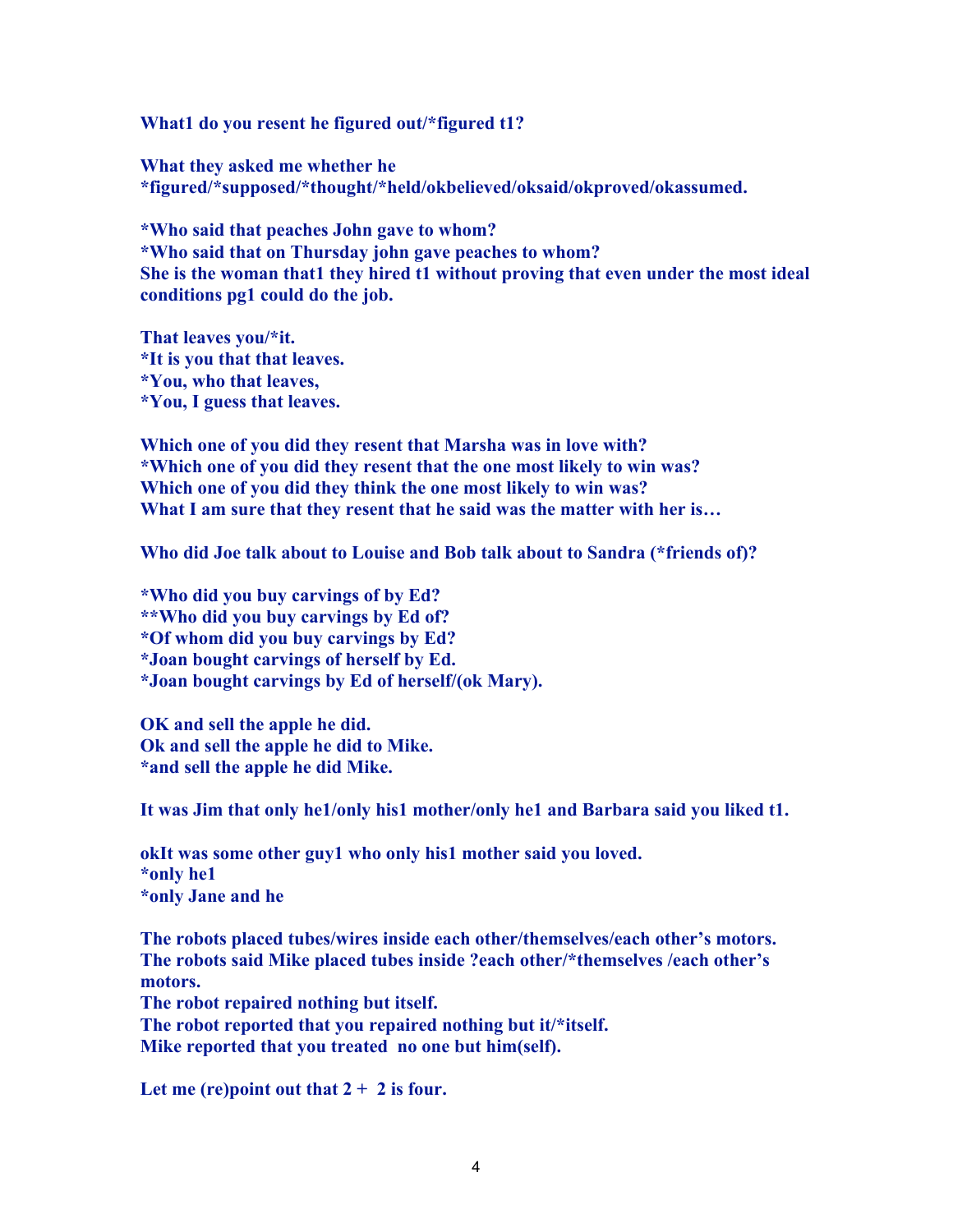**What1 do you resent he figured out/*figured t1?**

**What they asked me whether he *figured/*supposed/*thought/*held/okbelieved/oksaid/okproved/okassumed.**

***Who said that peaches John gave to whom?**
***Who said that on Thursday john gave peaches to whom?**
**She is the woman that1 they hired t1 without proving that even under the most ideal conditions pg1 could do the job.**

**That leaves you/*it.**
***It is you that that leaves.**
***You, who that leaves,**
***You, I guess that leaves.**

**Which one of you did they resent that Marsha was in love with?**
***Which one of you did they resent that the one most likely to win was?**
**Which one of you did they think the one most likely to win was?**
**What I am sure that they resent that he said was the matter with her is…**

**Who did Joe talk about to Louise and Bob talk about to Sandra (*friends of)?**

***Who did you buy carvings of by Ed?**
****Who did you buy carvings by Ed of?**
***Of whom did you buy carvings by Ed?**
***Joan bought carvings of herself by Ed.**
***Joan bought carvings by Ed of herself/(ok Mary).**

**OK and sell the apple he did.**
**Ok and sell the apple he did to Mike.**
***and sell the apple he did Mike.**

**It was Jim that only he1/only his1 mother/only he1 and Barbara said you liked t1.**

**okIt was some other guy1 who only his1 mother said you loved.**
***only he1**
***only Jane and he**

**The robots placed tubes/wires inside each other/themselves/each other's motors.**
**The robots said Mike placed tubes inside ?each other/*themselves /each other's motors.**
**The robot repaired nothing but itself.**
**The robot reported that you repaired nothing but it/*itself.**
**Mike reported that you treated no one but him(self).**

**Let me (re)point out that 2 + 2 is four.**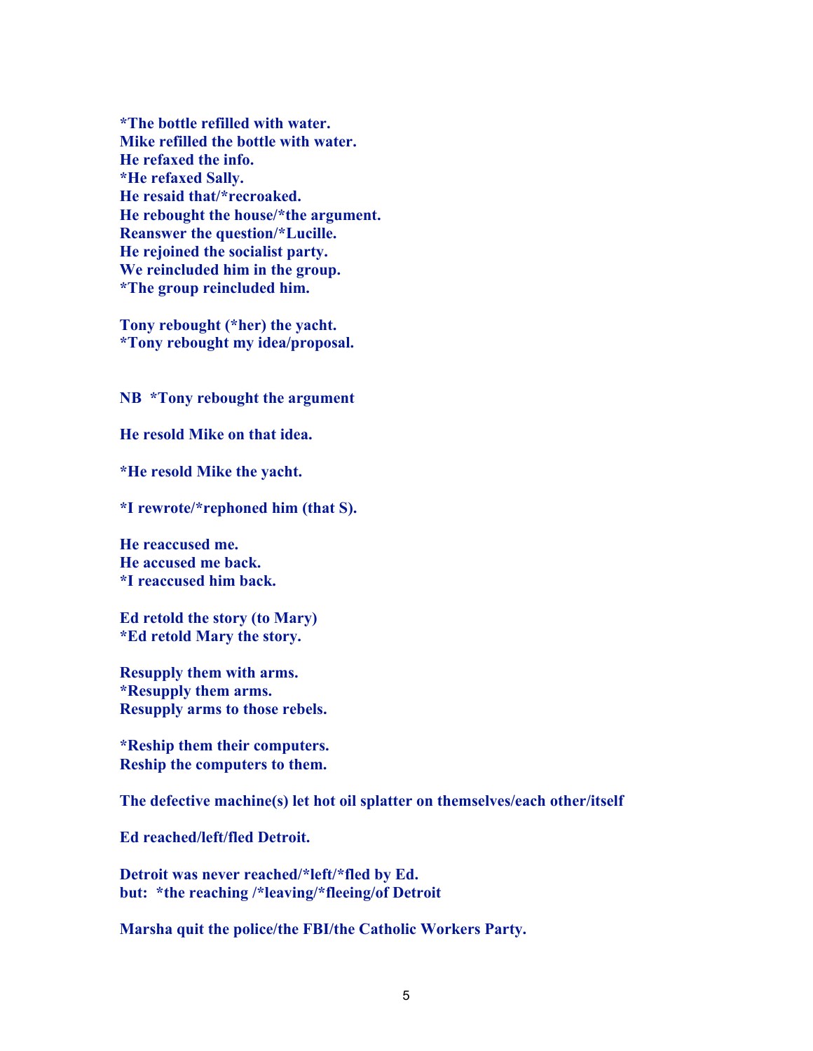**\*The bottle refilled with water.**
**Mike refilled the bottle with water.**
**He refaxed the info.**
**\*He refaxed Sally.**
**He resaid that/\*recroaked.**
**He rebought the house/\*the argument.**
**Reanswer the question/\*Lucille.**
**He rejoined the socialist party.**
**We reincluded him in the group.**
**\*The group reincluded him.**

**Tony rebought (\*her) the yacht.**
**\*Tony rebought my idea/proposal.**

**NB \*Tony rebought the argument**

**He resold Mike on that idea.**

**\*He resold Mike the yacht.**

**\*I rewrote/\*rephoned him (that S).**

**He reaccused me.**
**He accused me back.**
**\*I reaccused him back.**

**Ed retold the story (to Mary)**
**\*Ed retold Mary the story.**

**Resupply them with arms.**
**\*Resupply them arms.**
**Resupply arms to those rebels.**

**\*Reship them their computers.**
**Reship the computers to them.**

**The defective machine(s) let hot oil splatter on themselves/each other/itself**

**Ed reached/left/fled Detroit.**

**Detroit was never reached/\*left/\*fled by Ed.**
**but: \*the reaching /\*leaving/\*fleeing/of Detroit**

**Marsha quit the police/the FBI/the Catholic Workers Party.**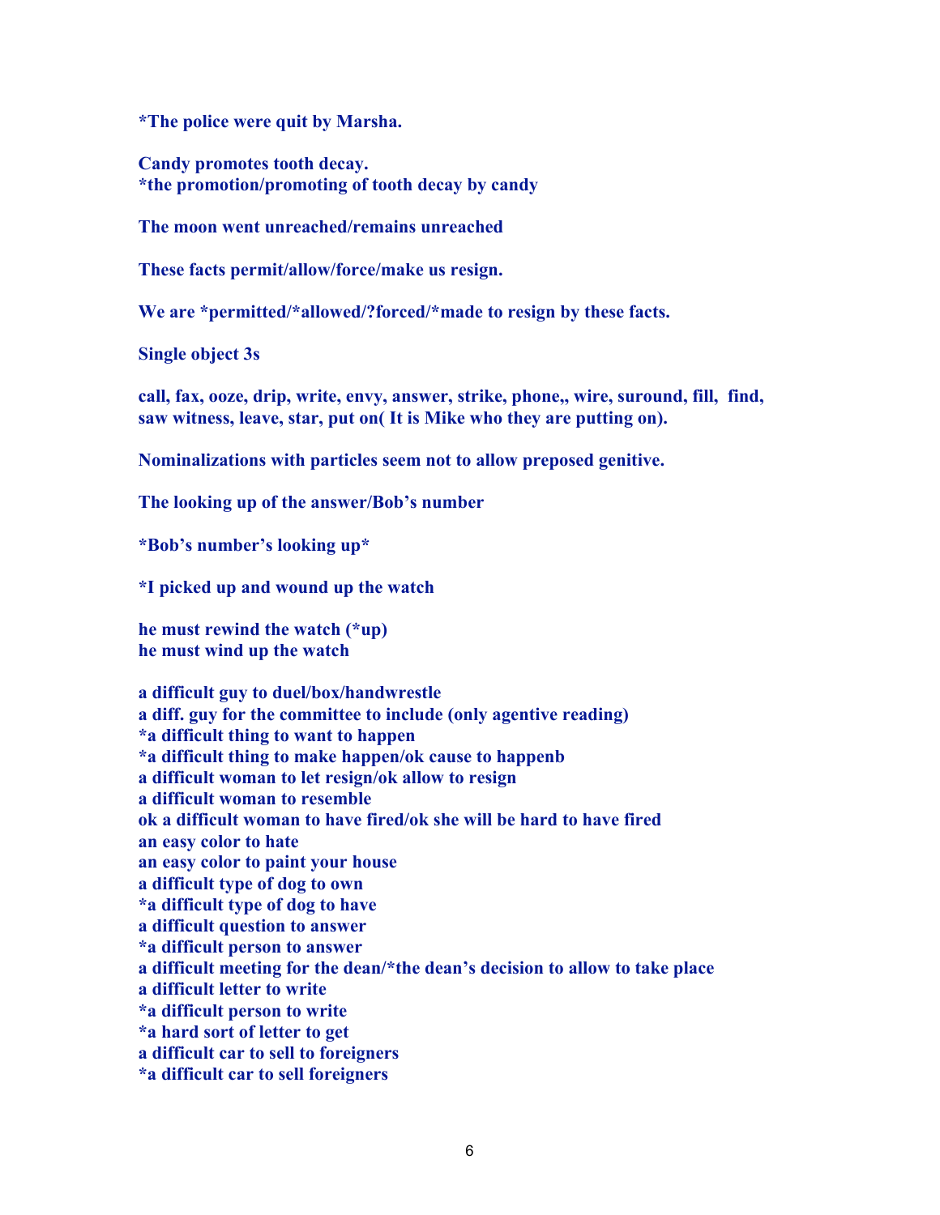**\*The police were quit by Marsha.**

**Candy promotes tooth decay.**
**\*the promotion/promoting of tooth decay by candy**

**The moon went unreached/remains unreached**

**These facts permit/allow/force/make us resign.**

**We are \*permitted/\*allowed/?forced/\*made to resign by these facts.**

**Single object 3s**

**call, fax, ooze, drip, write, envy, answer, strike, phone,, wire, suround, fill, find, saw witness, leave, star, put on( It is Mike who they are putting on).**

**Nominalizations with particles seem not to allow preposed genitive.**

**The looking up of the answer/Bob's number**

**\*Bob's number's looking up\***

**\*I picked up and wound up the watch**

**he must rewind the watch (\*up)**
**he must wind up the watch**

**a difficult guy to duel/box/handwrestle**
**a diff. guy for the committee to include (only agentive reading)**
**\*a difficult thing to want to happen**
**\*a difficult thing to make happen/ok cause to happenb**
**a difficult woman to let resign/ok allow to resign**
**a difficult woman to resemble**
**ok a difficult woman to have fired/ok she will be hard to have fired**
**an easy color to hate**
**an easy color to paint your house**
**a difficult type of dog to own**
**\*a difficult type of dog to have**
**a difficult question to answer**
**\*a difficult person to answer**
**a difficult meeting for the dean/\*the dean's decision to allow to take place**
**a difficult letter to write**
**\*a difficult person to write**
**\*a hard sort of letter to get**
**a difficult car to sell to foreigners**
**\*a difficult car to sell foreigners**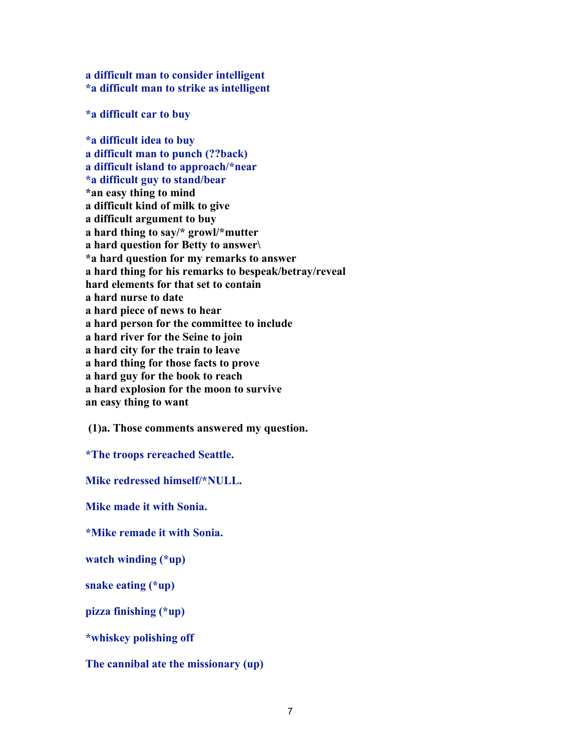a difficult man to consider intelligent
*a difficult man to strike as intelligent

*a difficult car to buy

*a difficult idea to buy
a difficult man to punch (??back)
a difficult island to approach/*near
*a difficult guy to stand/bear
*an easy thing to mind
a difficult kind of milk to give
a difficult argument to buy
a hard thing to say/* growl/*mutter
a hard question for Betty to answer\
*a hard question for my remarks to answer
a hard thing for his remarks to bespeak/betray/reveal
hard elements for that set to contain
a hard nurse to date
a hard piece of news to hear
a hard person for the committee to include
a hard river for the Seine to join
a hard city for the train to leave
a hard thing for those facts to prove
a hard guy for the book to reach
a hard explosion for the moon to survive
an easy thing to want

(1)a. Those comments answered my question.

*The troops rereached Seattle.

Mike redressed himself/*NULL.

Mike made it with Sonia.

*Mike remade it with Sonia.

watch winding (*up)

snake eating (*up)

pizza finishing (*up)

*whiskey polishing off

The cannibal ate the missionary (up)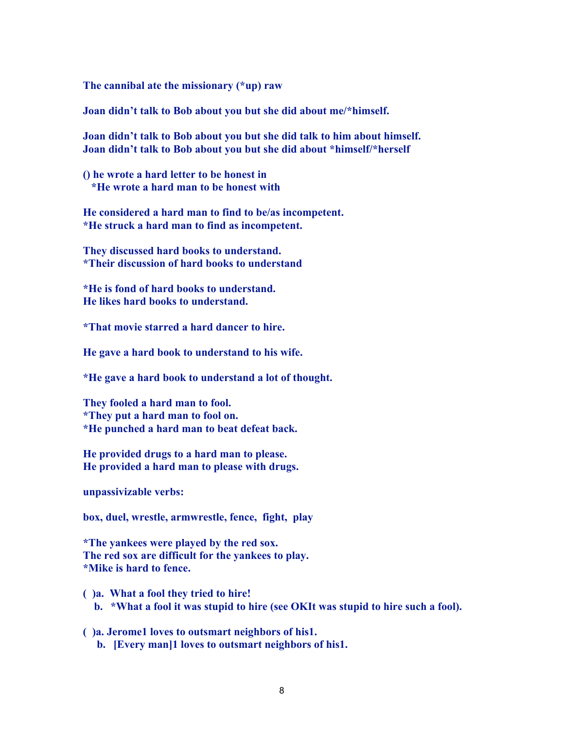**The cannibal ate the missionary (*up) raw**

**Joan didn't talk to Bob about you but she did about me/*himself.**

**Joan didn't talk to Bob about you but she did talk to him about himself.**
**Joan didn't talk to Bob about you but she did about *himself/*herself**

**() he wrote a hard letter to be honest in**
**\*He wrote a hard man to be honest with**

**He considered a hard man to find to be/as incompetent.**
**\*He struck a hard man to find as incompetent.**

**They discussed hard books to understand.**
**\*Their discussion of hard books to understand**

**\*He is fond of hard books to understand.**
**He likes hard books to understand.**

**\*That movie starred a hard dancer to hire.**

**He gave a hard book to understand to his wife.**

**\*He gave a hard book to understand a lot of thought.**

**They fooled a hard man to fool.**
**\*They put a hard man to fool on.**
**\*He punched a hard man to beat defeat back.**

**He provided drugs to a hard man to please.**
**He provided a hard man to please with drugs.**

**unpassivizable verbs:**

**box, duel, wrestle, armwrestle, fence, fight, play**

**\*The yankees were played by the red sox.**
**The red sox are difficult for the yankees to play.**
**\*Mike is hard to fence.**

**( )a. What a fool they tried to hire!**
**b. \*What a fool it was stupid to hire (see OKIt was stupid to hire such a fool).**

**( )a. Jerome1 loves to outsmart neighbors of his1.**
**b. [Every man]1 loves to outsmart neighbors of his1.**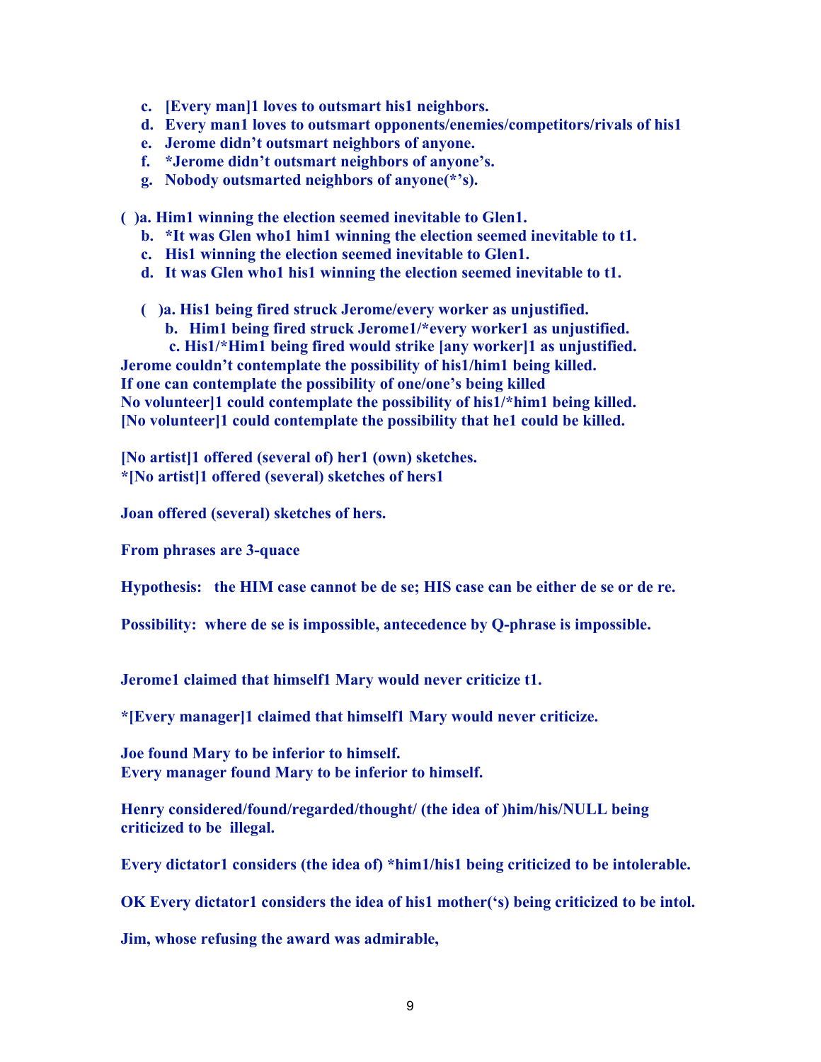c. [Every man]1 loves to outsmart his1 neighbors.
d. Every man1 loves to outsmart opponents/enemies/competitors/rivals of his1
e. Jerome didn't outsmart neighbors of anyone.
f. *Jerome didn't outsmart neighbors of anyone's.
g. Nobody outsmarted neighbors of anyone(*'s).

( )a. Him1 winning the election seemed inevitable to Glen1.
b. *It was Glen who1 him1 winning the election seemed inevitable to t1.
c. His1 winning the election seemed inevitable to Glen1.
d. It was Glen who1 his1 winning the election seemed inevitable to t1.

( )a. His1 being fired struck Jerome/every worker as unjustified.
b. Him1 being fired struck Jerome1/*every worker1 as unjustified.
c. His1/*Him1 being fired would strike [any worker]1 as unjustified.

Jerome couldn't contemplate the possibility of his1/him1 being killed.
If one can contemplate the possibility of one/one's being killed
No volunteer]1 could contemplate the possibility of his1/*him1 being killed.
[No volunteer]1 could contemplate the possibility that he1 could be killed.

[No artist]1 offered (several of) her1 (own) sketches.
*[No artist]1 offered (several) sketches of hers1

Joan offered (several) sketches of hers.

From phrases are 3-quace

Hypothesis: the HIM case cannot be de se; HIS case can be either de se or de re.

Possibility: where de se is impossible, antecedence by Q-phrase is impossible.

Jerome1 claimed that himself1 Mary would never criticize t1.

*[Every manager]1 claimed that himself1 Mary would never criticize.

Joe found Mary to be inferior to himself.
Every manager found Mary to be inferior to himself.

Henry considered/found/regarded/thought/ (the idea of )him/his/NULL being criticized to be illegal.

Every dictator1 considers (the idea of) *him1/his1 being criticized to be intolerable.

OK Every dictator1 considers the idea of his1 mother('s) being criticized to be intol.

Jim, whose refusing the award was admirable,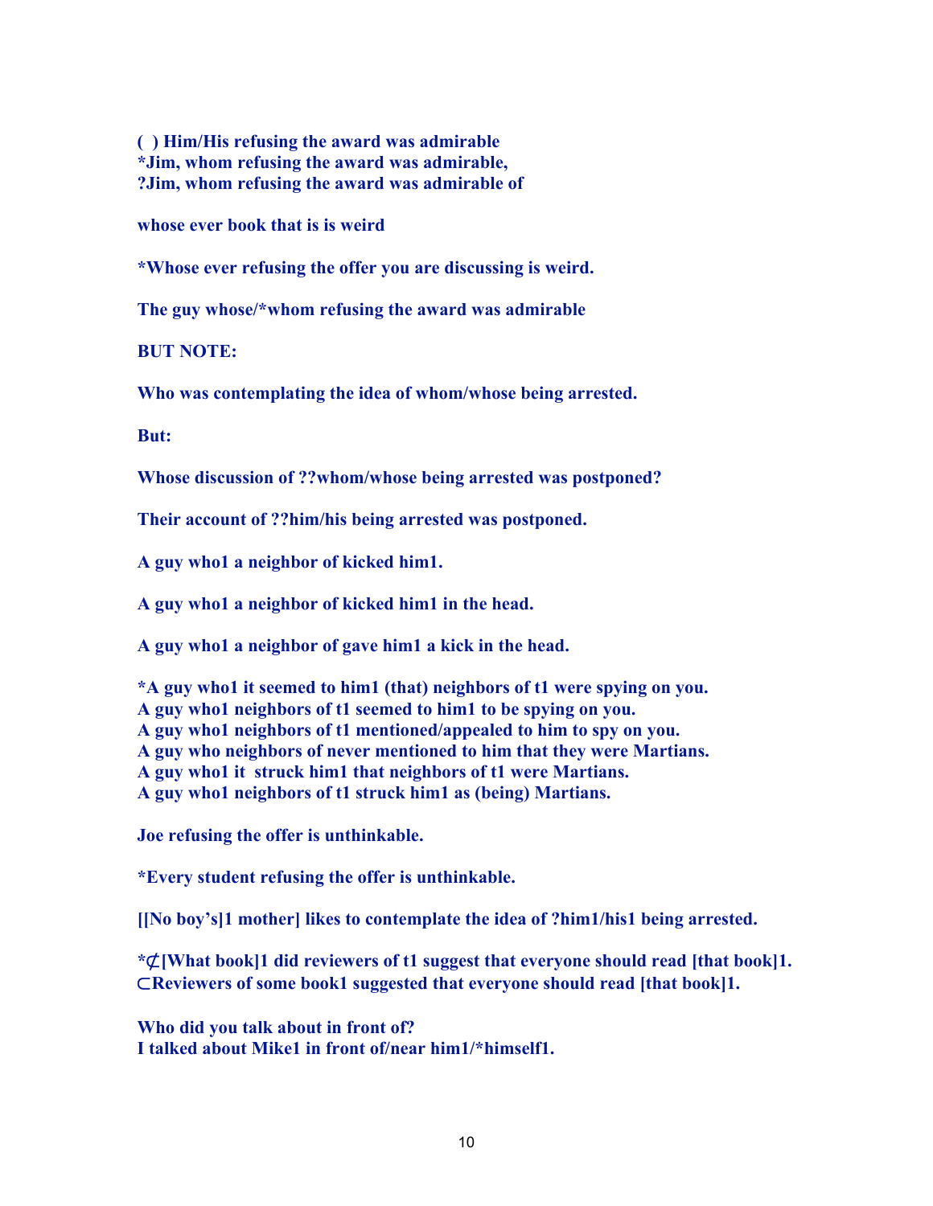**( ) Him/His refusing the award was admirable**
**\*Jim, whom refusing the award was admirable,**
**?Jim, whom refusing the award was admirable of**

**whose ever book that is is weird**

**\*Whose ever refusing the offer you are discussing is weird.**

**The guy whose/\*whom refusing the award was admirable**

**BUT NOTE:**

**Who was contemplating the idea of whom/whose being arrested.**

**But:**

**Whose discussion of ??whom/whose being arrested was postponed?**

**Their account of ??him/his being arrested was postponed.**

**A guy who1 a neighbor of kicked him1.**

**A guy who1 a neighbor of kicked him1 in the head.**

**A guy who1 a neighbor of gave him1 a kick in the head.**

**\*A guy who1 it seemed to him1 (that) neighbors of t1 were spying on you.**
**A guy who1 neighbors of t1 seemed to him1 to be spying on you.**
**A guy who1 neighbors of t1 mentioned/appealed to him to spy on you.**
**A guy who neighbors of never mentioned to him that they were Martians.**
**A guy who1 it struck him1 that neighbors of t1 were Martians.**
**A guy who1 neighbors of t1 struck him1 as (being) Martians.**

**Joe refusing the offer is unthinkable.**

**\*Every student refusing the offer is unthinkable.**

**[[No boy's]1 mother] likes to contemplate the idea of ?him1/his1 being arrested.**

**\*⊄[What book]1 did reviewers of t1 suggest that everyone should read [that book]1.**
**⊂Reviewers of some book1 suggested that everyone should read [that book]1.**

**Who did you talk about in front of?**
**I talked about Mike1 in front of/near him1/\*himself1.**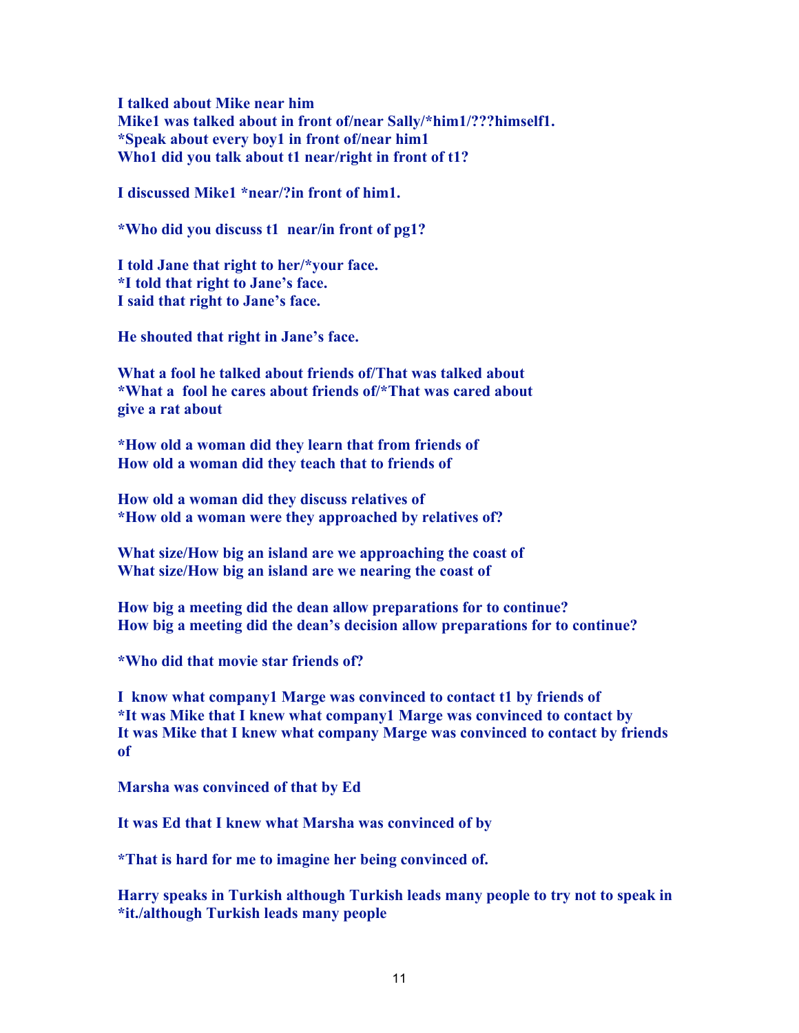**I talked about Mike near him**
**Mike1 was talked about in front of/near Sally/*him1/???himself1.**
***Speak about every boy1 in front of/near him1**
**Who1 did you talk about t1 near/right in front of t1?**

**I discussed Mike1 *near/?in front of him1.**

***Who did you discuss t1 near/in front of pg1?**

**I told Jane that right to her/*your face.**
***I told that right to Jane's face.**
**I said that right to Jane's face.**

**He shouted that right in Jane's face.**

**What a fool he talked about friends of/That was talked about**
***What a fool he cares about friends of/*That was cared about**
**give a rat about**

***How old a woman did they learn that from friends of**
**How old a woman did they teach that to friends of**

**How old a woman did they discuss relatives of**
***How old a woman were they approached by relatives of?**

**What size/How big an island are we approaching the coast of**
**What size/How big an island are we nearing the coast of**

**How big a meeting did the dean allow preparations for to continue?**
**How big a meeting did the dean's decision allow preparations for to continue?**

***Who did that movie star friends of?**

**I know what company1 Marge was convinced to contact t1 by friends of**
***It was Mike that I knew what company1 Marge was convinced to contact by**
**It was Mike that I knew what company Marge was convinced to contact by friends of**

**Marsha was convinced of that by Ed**

**It was Ed that I knew what Marsha was convinced of by**

***That is hard for me to imagine her being convinced of.**

**Harry speaks in Turkish although Turkish leads many people to try not to speak in *it./although Turkish leads many people**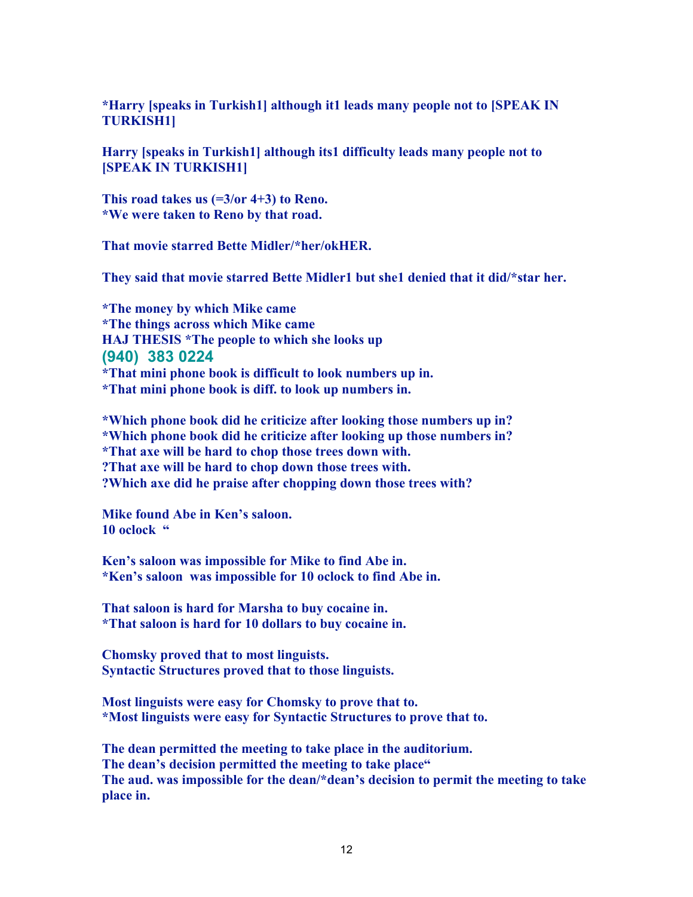**\*Harry [speaks in Turkish1] although it1 leads many people not to [SPEAK IN TURKISH1]**

**Harry [speaks in Turkish1] although its1 difficulty leads many people not to [SPEAK IN TURKISH1]**

**This road takes us (=3/or 4+3) to Reno.**
**\*We were taken to Reno by that road.**

**That movie starred Bette Midler/\*her/okHER.**

**They said that movie starred Bette Midler1 but she1 denied that it did/\*star her.**

**\*The money by which Mike came**
**\*The things across which Mike came**
**HAJ THESIS \*The people to which she looks up**
**(940) 383 0224**
**\*That mini phone book is difficult to look numbers up in.**
**\*That mini phone book is diff. to look up numbers in.**

**\*Which phone book did he criticize after looking those numbers up in?**
**\*Which phone book did he criticize after looking up those numbers in?**
**\*That axe will be hard to chop those trees down with.**
**?That axe will be hard to chop down those trees with.**
**?Which axe did he praise after chopping down those trees with?**

**Mike found Abe in Ken's saloon.**
**10 oclock "**

**Ken's saloon was impossible for Mike to find Abe in.**
**\*Ken's saloon was impossible for 10 oclock to find Abe in.**

**That saloon is hard for Marsha to buy cocaine in.**
**\*That saloon is hard for 10 dollars to buy cocaine in.**

**Chomsky proved that to most linguists.**
**Syntactic Structures proved that to those linguists.**

**Most linguists were easy for Chomsky to prove that to.**
**\*Most linguists were easy for Syntactic Structures to prove that to.**

**The dean permitted the meeting to take place in the auditorium.**
**The dean's decision permitted the meeting to take place"**
**The aud. was impossible for the dean/\*dean's decision to permit the meeting to take place in.**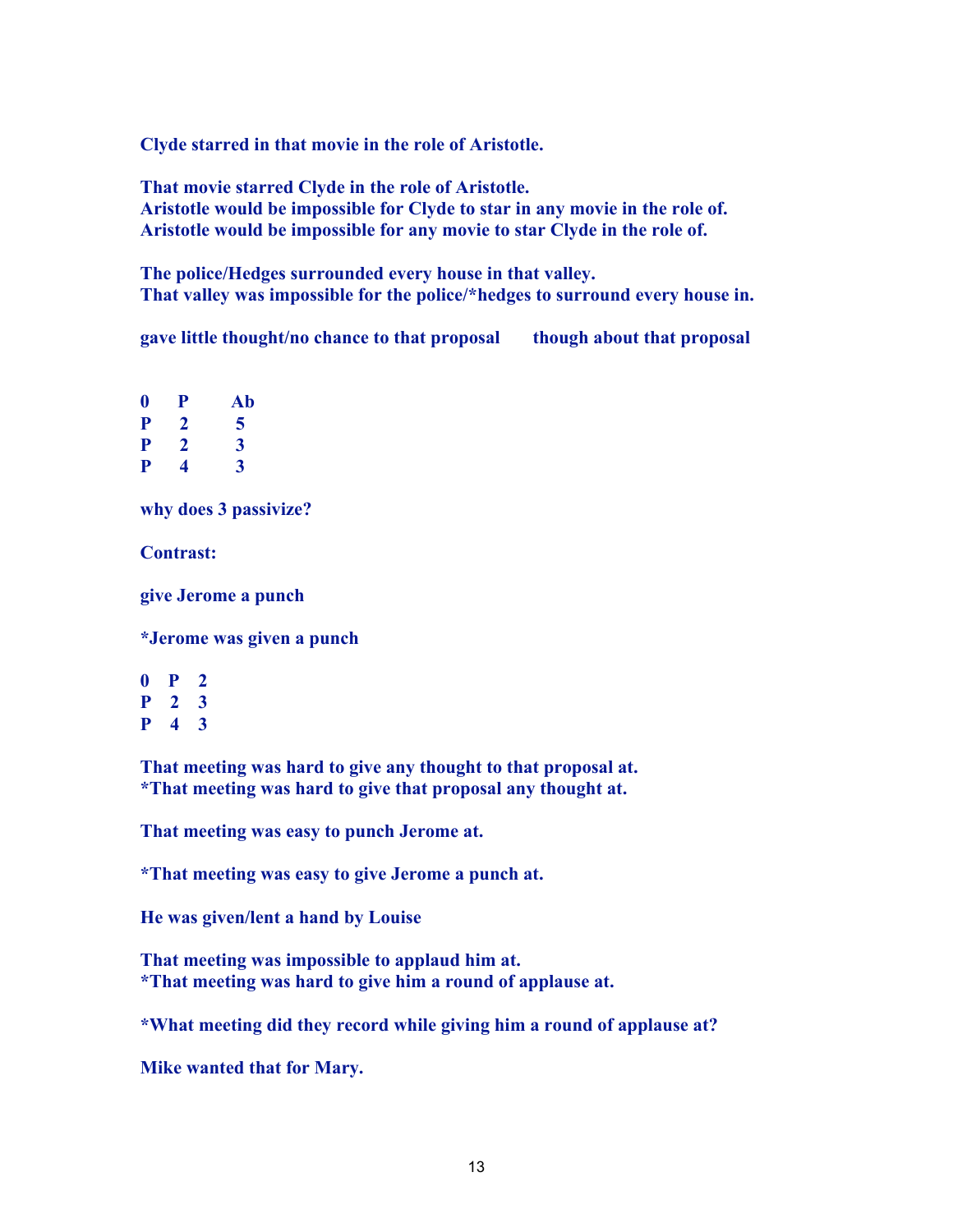**Clyde starred in that movie in the role of Aristotle.**

**That movie starred Clyde in the role of Aristotle.**
**Aristotle would be impossible for Clyde to star in any movie in the role of.**
**Aristotle would be impossible for any movie to star Clyde in the role of.**

**The police/Hedges surrounded every house in that valley.**
**That valley was impossible for the police/*hedges to surround every house in.**

**gave little thought/no chance to that proposal      though about that proposal**

| **0** | **P** | **Ab** |
|---|---|---|
| **P** | **2** | **5** |
| **P** | **2** | **3** |
| **P** | **4** | **3** |

**why does 3 passivize?**

**Contrast:**

**give Jerome a punch**

***Jerome was given a punch**

| **0** | **P** | **2** |
|---|---|---|
| **P** | **2** | **3** |
| **P** | **4** | **3** |

**That meeting was hard to give any thought to that proposal at.**
***That meeting was hard to give that proposal any thought at.**

**That meeting was easy to punch Jerome at.**

***That meeting was easy to give Jerome a punch at.**

**He was given/lent a hand by Louise**

**That meeting was impossible to applaud him at.**
***That meeting was hard to give him a round of applause at.**

***What meeting did they record while giving him a round of applause at?**

**Mike wanted that for Mary.**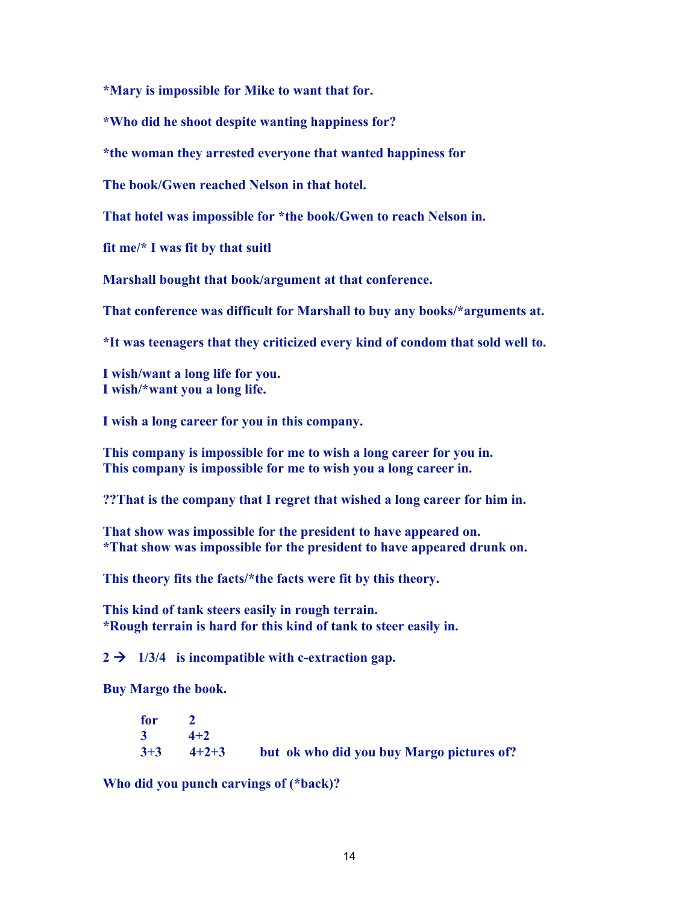*Mary is impossible for Mike to want that for.

*Who did he shoot despite wanting happiness for?

*the woman they arrested everyone that wanted happiness for

The book/Gwen reached Nelson in that hotel.

That hotel was impossible for *the book/Gwen to reach Nelson in.

fit me/* I was fit by that suitl

Marshall bought that book/argument at that conference.

That conference was difficult for Marshall to buy any books/*arguments at.

*It was teenagers that they criticized every kind of condom that sold well to.

I wish/want a long life for you.
I wish/*want you a long life.

I wish a long career for you in this company.

This company is impossible for me to wish a long career for you in.
This company is impossible for me to wish you a long career in.

??That is the company that I regret that wished a long career for him in.

That show was impossible for the president to have appeared on.
*That show was impossible for the president to have appeared drunk on.

This theory fits the facts/*the facts were fit by this theory.

This kind of tank steers easily in rough terrain.
*Rough terrain is hard for this kind of tank to steer easily in.

2 → 1/3/4 is incompatible with c-extraction gap.

Buy Margo the book.

| | | |
|---|---|---|
| for | 2 | |
| 3 | 4+2 | |
| 3+3 | 4+2+3 | but ok who did you buy Margo pictures of? |

Who did you punch carvings of (*back)?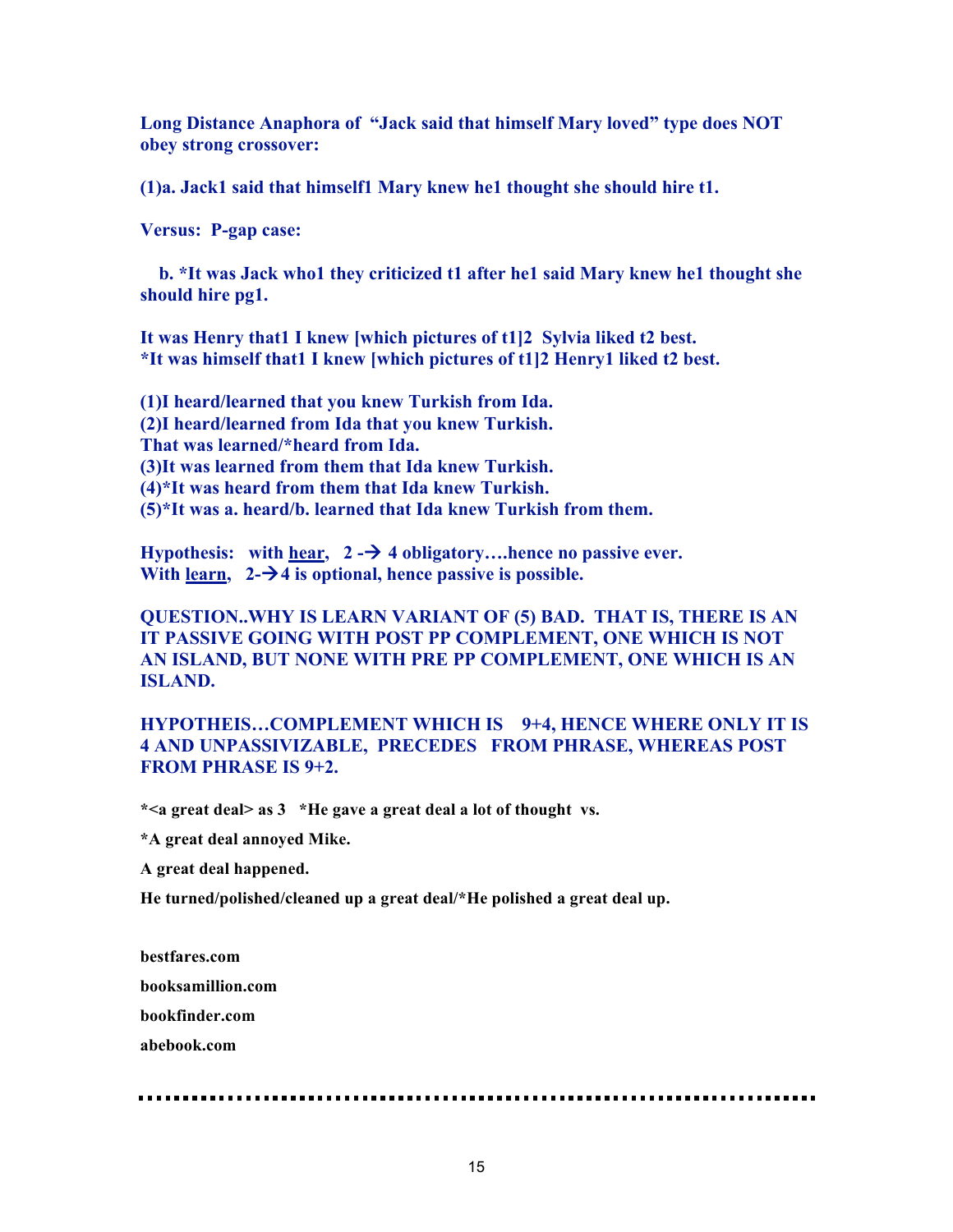**Long Distance Anaphora of "Jack said that himself Mary loved" type does NOT obey strong crossover:**

**(1)a. Jack1 said that himself1 Mary knew he1 thought she should hire t1.**

**Versus: P-gap case:**

**b. *It was Jack who1 they criticized t1 after he1 said Mary knew he1 thought she should hire pg1.**

**It was Henry that1 I knew [which pictures of t1]2 Sylvia liked t2 best.**
**\*It was himself that1 I knew [which pictures of t1]2 Henry1 liked t2 best.**

**(1)I heard/learned that you knew Turkish from Ida.**
**(2)I heard/learned from Ida that you knew Turkish.**
**That was learned/*heard from Ida.**
**(3)It was learned from them that Ida knew Turkish.**
**(4)*It was heard from them that Ida knew Turkish.**
**(5)*It was a. heard/b. learned that Ida knew Turkish from them.**

**Hypothesis: with <u>hear</u>, 2 -→ 4 obligatory….hence no passive ever.**
**With <u>learn</u>, 2-→4 is optional, hence passive is possible.**

**QUESTION..WHY IS LEARN VARIANT OF (5) BAD. THAT IS, THERE IS AN IT PASSIVE GOING WITH POST PP COMPLEMENT, ONE WHICH IS NOT AN ISLAND, BUT NONE WITH PRE PP COMPLEMENT, ONE WHICH IS AN ISLAND.**

**HYPOTHEIS…COMPLEMENT WHICH IS 9+4, HENCE WHERE ONLY IT IS 4 AND UNPASSIVIZABLE, PRECEDES FROM PHRASE, WHEREAS POST FROM PHRASE IS 9+2.**

**\*<a great deal> as 3 *He gave a great deal a lot of thought vs.**

**\*A great deal annoyed Mike.**

**A great deal happened.**

**He turned/polished/cleaned up a great deal/*He polished a great deal up.**

**bestfares.com**

**booksamillion.com**

**bookfinder.com**

**abebook.com**

---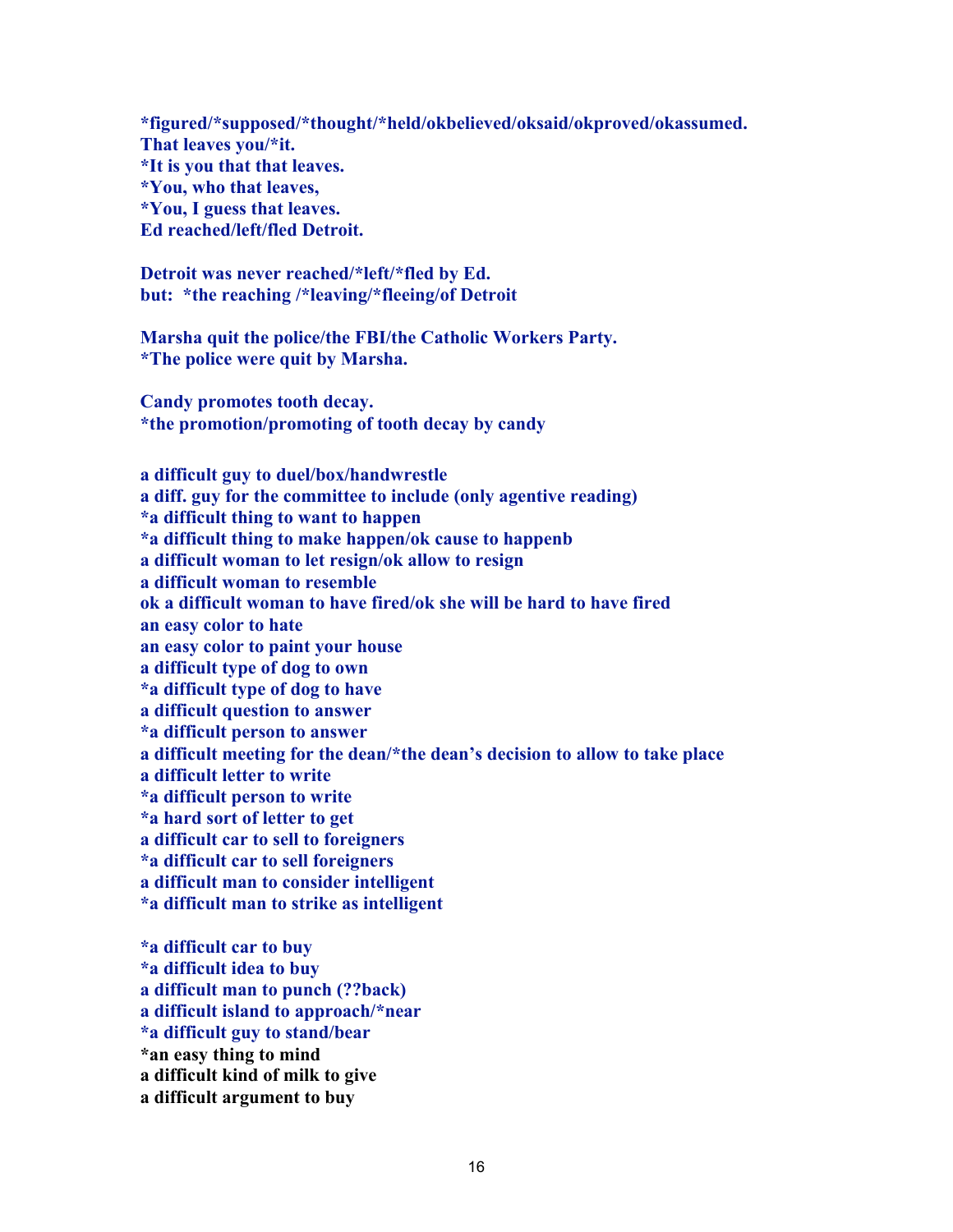**\*figured/\*supposed/\*thought/\*held/okbelieved/oksaid/okproved/okassumed.**
**That leaves you/\*it.**
**\*It is you that that leaves.**
**\*You, who that leaves,**
**\*You, I guess that leaves.**
**Ed reached/left/fled Detroit.**

**Detroit was never reached/\*left/\*fled by Ed.**
**but: \*the reaching /\*leaving/\*fleeing/of Detroit**

**Marsha quit the police/the FBI/the Catholic Workers Party.**
**\*The police were quit by Marsha.**

**Candy promotes tooth decay.**
**\*the promotion/promoting of tooth decay by candy**

**a difficult guy to duel/box/handwrestle**
**a diff. guy for the committee to include (only agentive reading)**
**\*a difficult thing to want to happen**
**\*a difficult thing to make happen/ok cause to happenb**
**a difficult woman to let resign/ok allow to resign**
**a difficult woman to resemble**
**ok a difficult woman to have fired/ok she will be hard to have fired**
**an easy color to hate**
**an easy color to paint your house**
**a difficult type of dog to own**
**\*a difficult type of dog to have**
**a difficult question to answer**
**\*a difficult person to answer**
**a difficult meeting for the dean/\*the dean's decision to allow to take place**
**a difficult letter to write**
**\*a difficult person to write**
**\*a hard sort of letter to get**
**a difficult car to sell to foreigners**
**\*a difficult car to sell foreigners**
**a difficult man to consider intelligent**
**\*a difficult man to strike as intelligent**

**\*a difficult car to buy**
**\*a difficult idea to buy**
**a difficult man to punch (??back)**
**a difficult island to approach/\*near**
**\*a difficult guy to stand/bear**
**\*an easy thing to mind**
**a difficult kind of milk to give**
**a difficult argument to buy**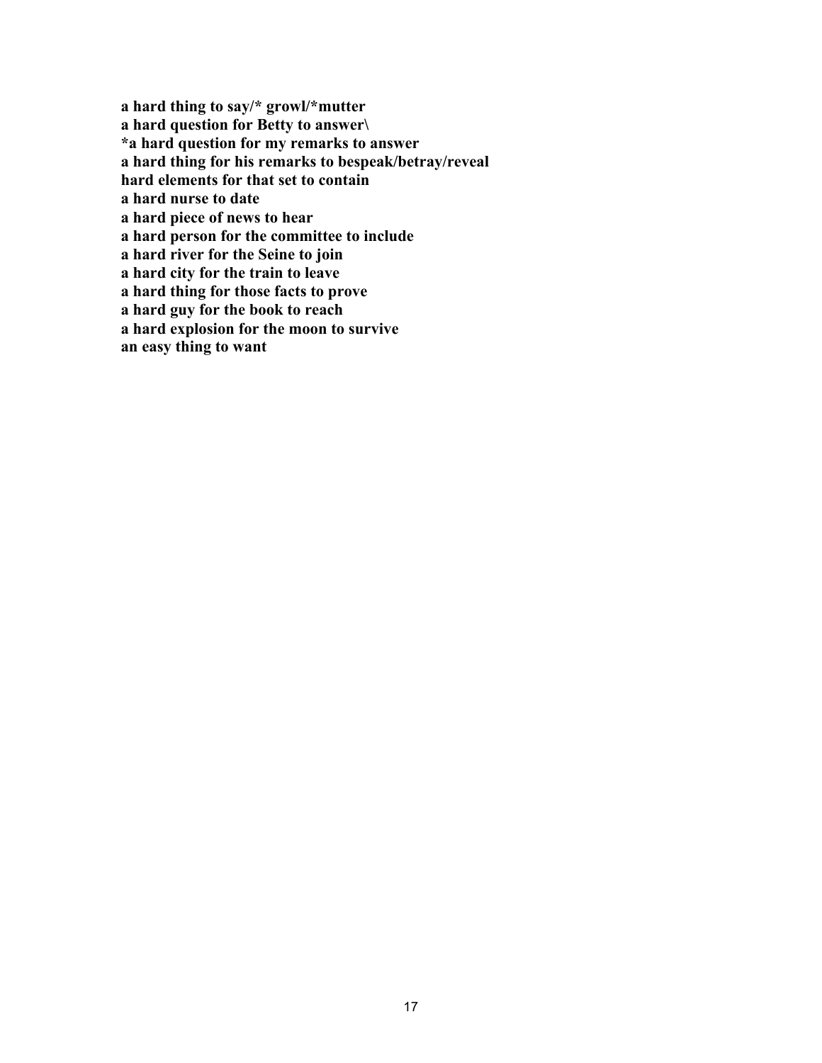**a hard thing to say/\* growl/\*mutter**
**a hard question for Betty to answer\\**
**\*a hard question for my remarks to answer**
**a hard thing for his remarks to bespeak/betray/reveal**
**hard elements for that set to contain**
**a hard nurse to date**
**a hard piece of news to hear**
**a hard person for the committee to include**
**a hard river for the Seine to join**
**a hard city for the train to leave**
**a hard thing for those facts to prove**
**a hard guy for the book to reach**
**a hard explosion for the moon to survive**
**an easy thing to want**